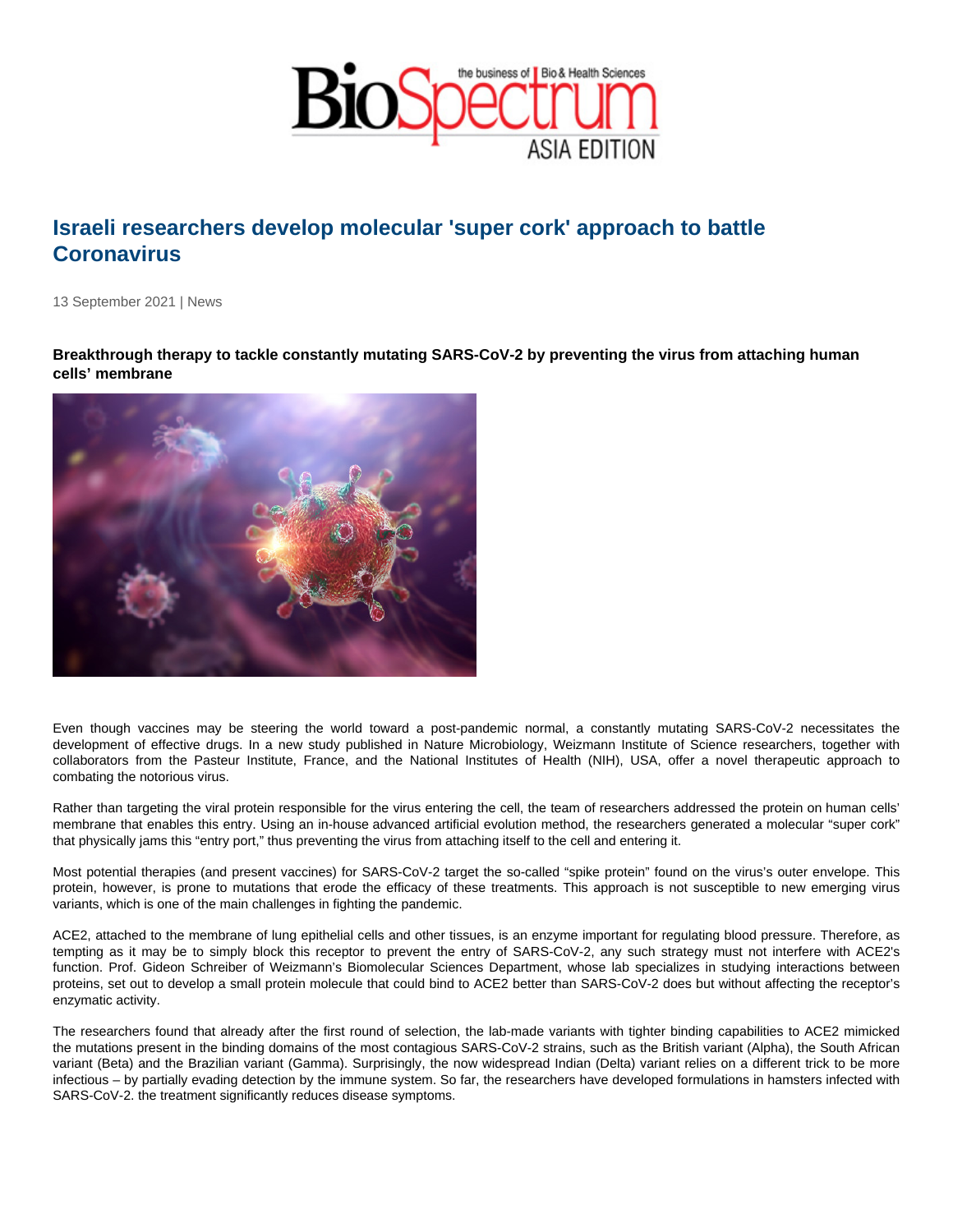# Israeli researchers develop molecular 'super cork' approach to battle Coronavirus

13 September 2021 | News

**Breakthrough therapy to tackle constantly mutating SARS-CoV-2 by preventing the virus from attaching human cells' membrane**

Even though vaccines may be steering the world toward a post-pandemic normal, a constantly mutating SARS-CoV-2 necessitates the development of effective drugs. In a new study published in Nature Microbiology, Weizmann Institute of Science researchers, together with collaborators from the Pasteur Institute, France, and the National Institutes of Health (NIH), USA, offer a novel therapeutic approach to combating the notorious virus.

Rather than targeting the viral protein responsible for the virus entering the cell, the team of researchers addressed the protein on human cells' membrane that enables this entry. Using an in-house advanced artificial evolution method, the researchers generated a molecular "super cork" that physically jams this "entry port," thus preventing the virus from attaching itself to the cell and entering it.

Most potential therapies (and present vaccines) for SARS-CoV-2 target the so-called "spike protein" found on the virus's outer envelope. This protein, however, is prone to mutations that erode the efficacy of these treatments. This approach is not susceptible to new emerging virus variants, which is one of the main challenges in fighting the pandemic.

ACE2, attached to the membrane of lung epithelial cells and other tissues, is an enzyme important for regulating blood pressure. Therefore, as tempting as it may be to simply block this receptor to prevent the entry of SARS-CoV-2, any such strategy must not interfere with ACE2's function. Prof. Gideon Schreiber of Weizmann's Biomolecular Sciences Department, whose lab specializes in studying interactions between proteins, set out to develop a small protein molecule that could bind to ACE2 better than SARS-CoV-2 does but without affecting the receptor's enzymatic activity.

The researchers found that already after the first round of selection, the lab-made variants with tighter binding capabilities to ACE2 mimicked the mutations present in the binding domains of the most contagious SARS-CoV-2 strains, such as the British variant (Alpha), the South African variant (Beta) and the Brazilian variant (Gamma). Surprisingly, the now widespread Indian (Delta) variant relies on a different trick to be more infectious – by partially evading detection by the immune system. So far, the researchers have developed formulations in hamsters infected with SARS-CoV-2. the treatment significantly reduces disease symptoms.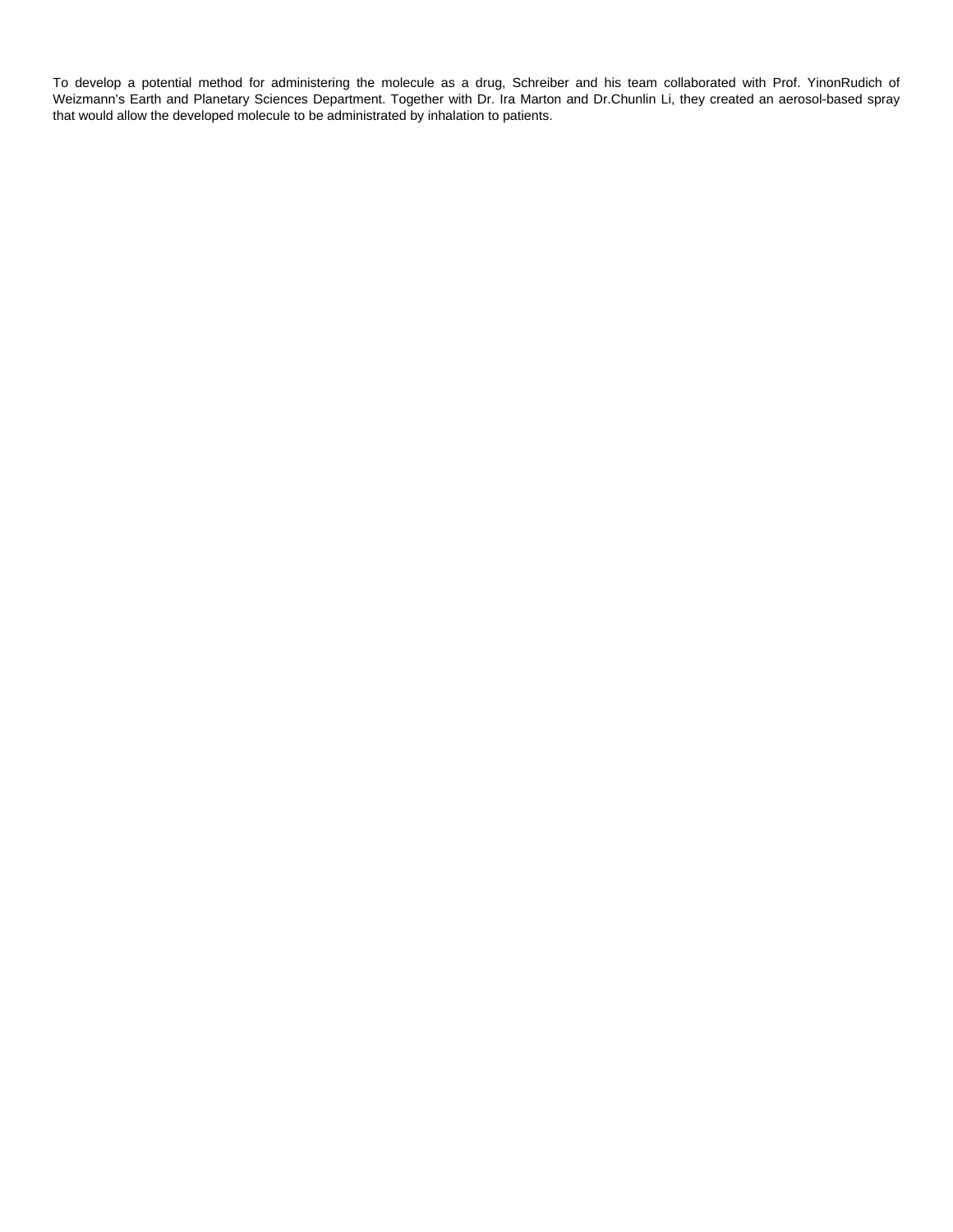To develop a potential method for administering the molecule as a drug, Schreiber and his team collaborated with Prof. YinonRudich of Weizmann's Earth and Planetary Sciences Department. Together with Dr. Ira Marton and Dr.Chunlin Li, they created an aerosol-based spray that would allow the developed molecule to be administrated by inhalation to patients.